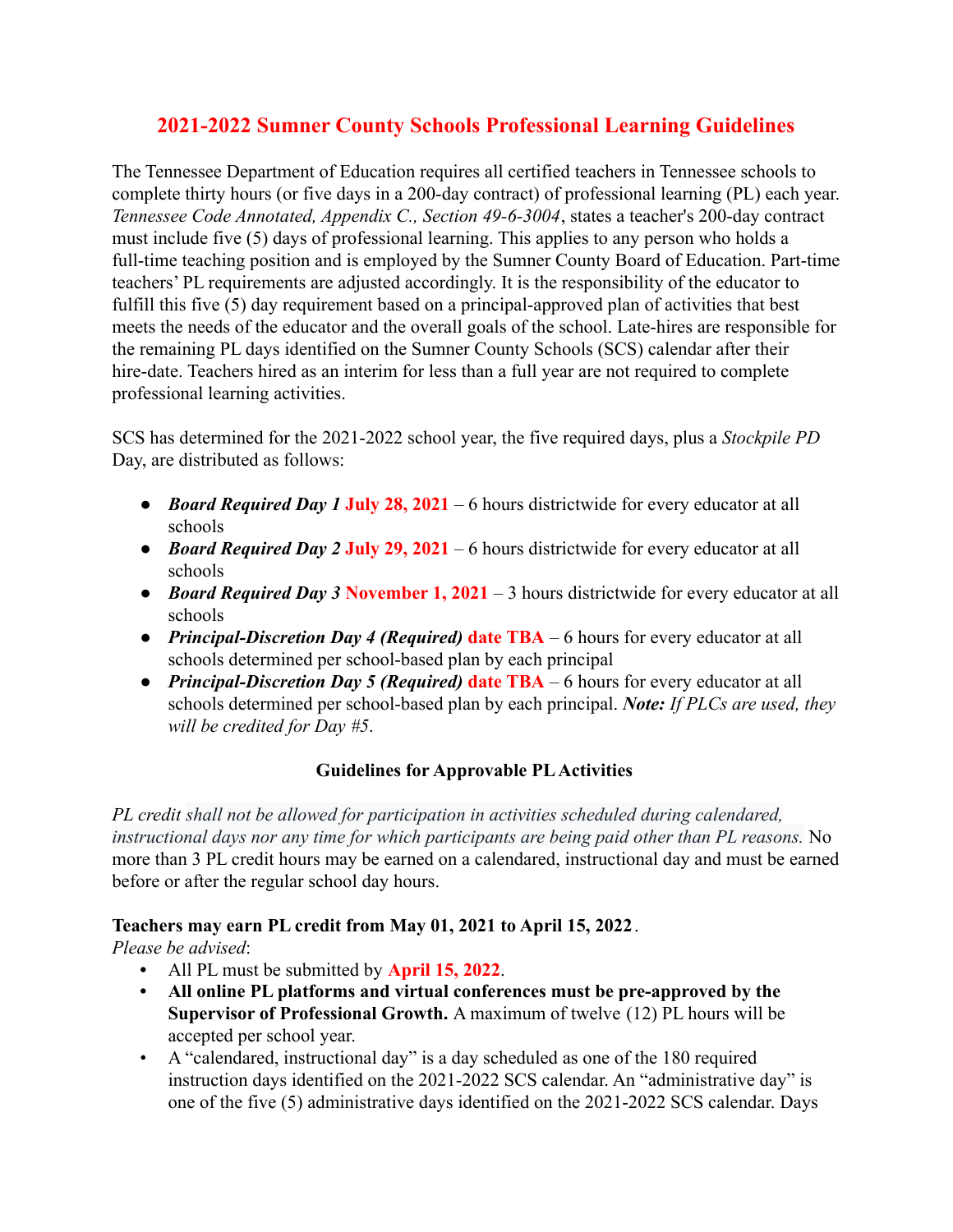# 2021-2022 Sumner County Schools Professional Learning Guidelines

The Tennessee Department of Education requires all certified teachers in Tennessee schools to complete thirty hours (or five days in a 200-day contract) of professional learning (PL) each year. *Tennessee Code Annotated, Appendix C., Section 49-6-3004*, states a teacher's 200-day contract must include five (5) days of professional learning. This applies to any person who holds a full-time teaching position and is employed by the Sumner County Board of Education. Part-time teachers' PL requirements are adjusted accordingly. It is the responsibility of the educator to fulfill this five (5) day requirement based on a principal-approved plan of activities that best meets the needs of the educator and the overall goals of the school. Late-hires are responsible for the remaining PL days identified on the Sumner County Schools (SCS) calendar after their hire-date. Teachers hired as an interim for less than a full year are not required to complete professional learning activities.

SCS has determined for the 2021-2022 school year, the five required days, plus a *Stockpile PD* Day, are distributed as follows:

- ***Board Required Day 1*** **July 28, 2021** – 6 hours districtwide for every educator at all schools
- ***Board Required Day 2*** **July 29, 2021** – 6 hours districtwide for every educator at all schools
- ***Board Required Day 3*** **November 1, 2021** – 3 hours districtwide for every educator at all schools
- ***Principal-Discretion Day 4 (Required)*** **date TBA** – 6 hours for every educator at all schools determined per school-based plan by each principal
- ***Principal-Discretion Day 5 (Required)*** **date TBA** – 6 hours for every educator at all schools determined per school-based plan by each principal. ***Note:*** *If PLCs are used, they will be credited for Day #5*.

### Guidelines for Approvable PL Activities

*PL credit shall not be allowed for participation in activities scheduled during calendared, instructional days nor any time for which participants are being paid other than PL reasons.* No more than 3 PL credit hours may be earned on a calendared, instructional day and must be earned before or after the regular school day hours.

**Teachers may earn PL credit from May 01, 2021 to April 15, 2022**.

*Please be advised*:

- All PL must be submitted by **April 15, 2022**.
- **All online PL platforms and virtual conferences must be pre-approved by the Supervisor of Professional Growth.** A maximum of twelve (12) PL hours will be accepted per school year.
- A "calendared, instructional day" is a day scheduled as one of the 180 required instruction days identified on the 2021-2022 SCS calendar. An "administrative day" is one of the five (5) administrative days identified on the 2021-2022 SCS calendar. Days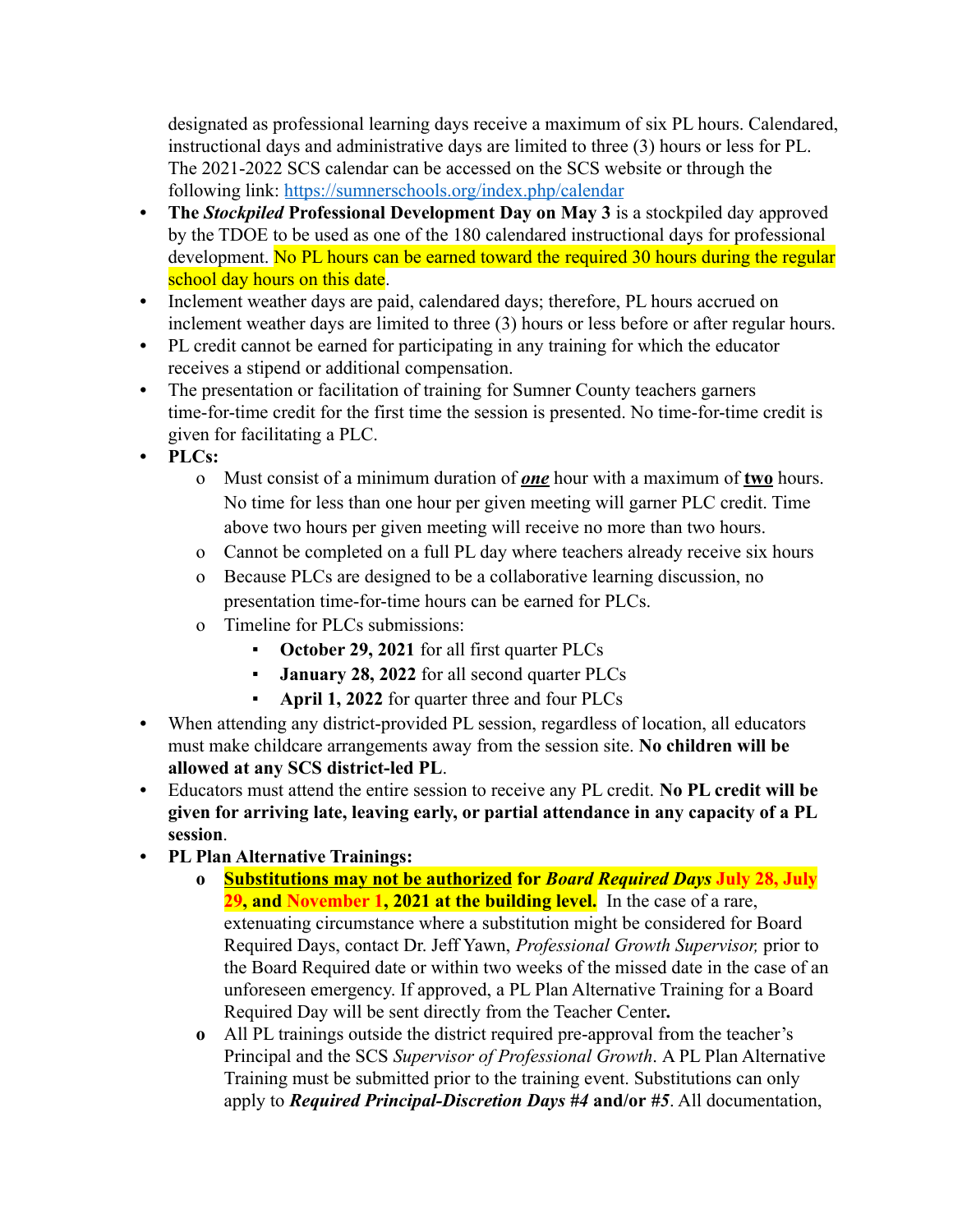designated as professional learning days receive a maximum of six PL hours. Calendared, instructional days and administrative days are limited to three (3) hours or less for PL. The 2021-2022 SCS calendar can be accessed on the SCS website or through the following link: [https://sumnerschools.org/index.php/calendar](https://sumnerschools.org/index.php/calendar)

- **The *Stockpiled* Professional Development Day on May 3** is a stockpiled day approved by the TDOE to be used as one of the 180 calendared instructional days for professional development. No PL hours can be earned toward the required 30 hours during the regular school day hours on this date.
- Inclement weather days are paid, calendared days; therefore, PL hours accrued on inclement weather days are limited to three (3) hours or less before or after regular hours.
- PL credit cannot be earned for participating in any training for which the educator receives a stipend or additional compensation.
- The presentation or facilitation of training for Sumner County teachers garners time-for-time credit for the first time the session is presented. No time-for-time credit is given for facilitating a PLC.
- **PLCs:**
  - Must consist of a minimum duration of ***one*** hour with a maximum of **two** hours. No time for less than one hour per given meeting will garner PLC credit. Time above two hours per given meeting will receive no more than two hours.
  - Cannot be completed on a full PL day where teachers already receive six hours
  - Because PLCs are designed to be a collaborative learning discussion, no presentation time-for-time hours can be earned for PLCs.
  - Timeline for PLCs submissions:
    - **October 29, 2021** for all first quarter PLCs
    - **January 28, 2022** for all second quarter PLCs
    - **April 1, 2022** for quarter three and four PLCs
- When attending any district-provided PL session, regardless of location, all educators must make childcare arrangements away from the session site. **No children will be allowed at any SCS district-led PL**.
- Educators must attend the entire session to receive any PL credit. **No PL credit will be given for arriving late, leaving early, or partial attendance in any capacity of a PL session**.
- **PL Plan Alternative Trainings:**
  - **Substitutions may not be authorized for *Board Required Days* July 28, July 29, and November 1, 2021 at the building level.** In the case of a rare, extenuating circumstance where a substitution might be considered for Board Required Days, contact Dr. Jeff Yawn, *Professional Growth Supervisor,* prior to the Board Required date or within two weeks of the missed date in the case of an unforeseen emergency. If approved, a PL Plan Alternative Training for a Board Required Day will be sent directly from the Teacher Center**.**
  - All PL trainings outside the district required pre-approval from the teacher's Principal and the SCS *Supervisor of Professional Growth*. A PL Plan Alternative Training must be submitted prior to the training event. Substitutions can only apply to ***Required Principal-Discretion Days #4*** **and/or *#5***. All documentation,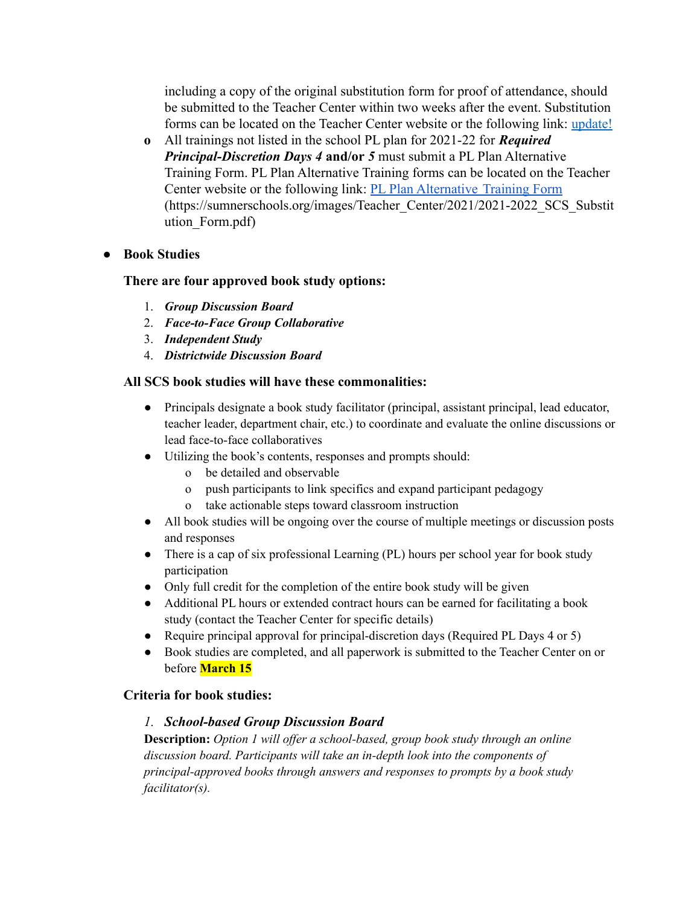including a copy of the original substitution form for proof of attendance, should be submitted to the Teacher Center within two weeks after the event. Substitution forms can be located on the Teacher Center website or the following link: [update!]

- All trainings not listed in the school PL plan for 2021-22 for ***Required Principal-Discretion Days 4*** **and/or** ***5*** must submit a PL Plan Alternative Training Form. PL Plan Alternative Training forms can be located on the Teacher Center website or the following link: [PL Plan Alternative Training Form] (https://sumnerschools.org/images/Teacher_Center/2021/2021-2022_SCS_Substitution_Form.pdf)

- **Book Studies**

  **There are four approved book study options:**

  1. ***Group Discussion Board***
  2. ***Face-to-Face Group Collaborative***
  3. ***Independent Study***
  4. ***Districtwide Discussion Board***

  **All SCS book studies will have these commonalities:**

  - Principals designate a book study facilitator (principal, assistant principal, lead educator, teacher leader, department chair, etc.) to coordinate and evaluate the online discussions or lead face-to-face collaboratives
  - Utilizing the book's contents, responses and prompts should:
    - be detailed and observable
    - push participants to link specifics and expand participant pedagogy
    - take actionable steps toward classroom instruction
  - All book studies will be ongoing over the course of multiple meetings or discussion posts and responses
  - There is a cap of six professional Learning (PL) hours per school year for book study participation
  - Only full credit for the completion of the entire book study will be given
  - Additional PL hours or extended contract hours can be earned for facilitating a book study (contact the Teacher Center for specific details)
  - Require principal approval for principal-discretion days (Required PL Days 4 or 5)
  - Book studies are completed, and all paperwork is submitted to the Teacher Center on or before **March 15**

  **Criteria for book studies:**

  *1.* ***School-based Group Discussion Board***

  **Description:** *Option 1 will offer a school-based, group book study through an online discussion board. Participants will take an in-depth look into the components of principal-approved books through answers and responses to prompts by a book study facilitator(s).*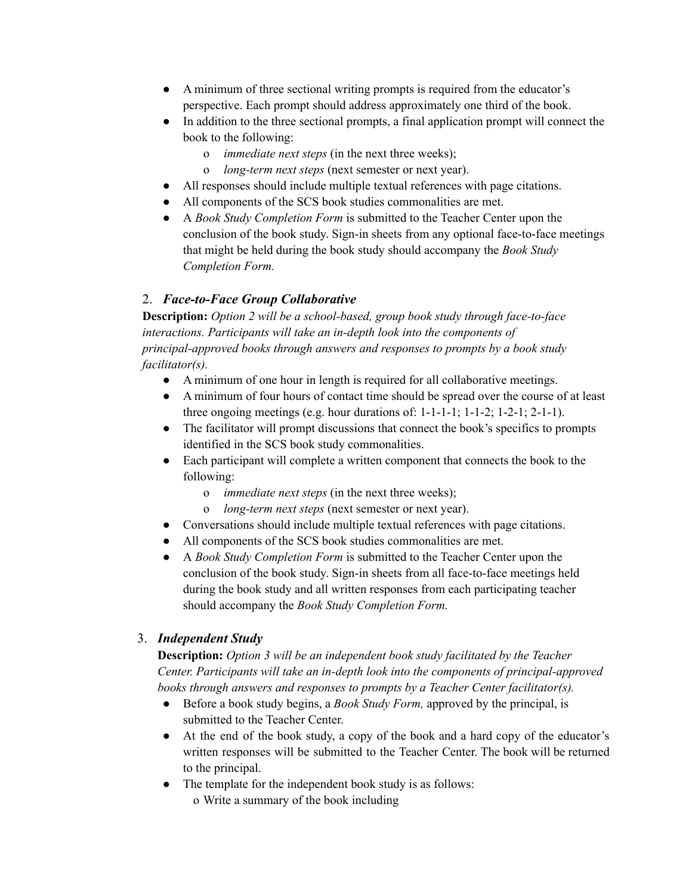- A minimum of three sectional writing prompts is required from the educator's perspective. Each prompt should address approximately one third of the book.
- In addition to the three sectional prompts, a final application prompt will connect the book to the following:
  - *immediate next steps* (in the next three weeks);
  - *long-term next steps* (next semester or next year).
- All responses should include multiple textual references with page citations.
- All components of the SCS book studies commonalities are met.
- A *Book Study Completion Form* is submitted to the Teacher Center upon the conclusion of the book study. Sign-in sheets from any optional face-to-face meetings that might be held during the book study should accompany the *Book Study Completion Form.*

## 2. *Face-to-Face Group Collaborative*

**Description:** *Option 2 will be a school-based, group book study through face-to-face interactions. Participants will take an in-depth look into the components of principal-approved books through answers and responses to prompts by a book study facilitator(s).*

- A minimum of one hour in length is required for all collaborative meetings.
- A minimum of four hours of contact time should be spread over the course of at least three ongoing meetings (e.g. hour durations of: 1-1-1-1; 1-1-2; 1-2-1; 2-1-1).
- The facilitator will prompt discussions that connect the book's specifics to prompts identified in the SCS book study commonalities.
- Each participant will complete a written component that connects the book to the following:
  - *immediate next steps* (in the next three weeks);
  - *long-term next steps* (next semester or next year).
- Conversations should include multiple textual references with page citations.
- All components of the SCS book studies commonalities are met.
- A *Book Study Completion Form* is submitted to the Teacher Center upon the conclusion of the book study. Sign-in sheets from all face-to-face meetings held during the book study and all written responses from each participating teacher should accompany the *Book Study Completion Form.*

## 3. *Independent Study*

**Description:** *Option 3 will be an independent book study facilitated by the Teacher Center. Participants will take an in-depth look into the components of principal-approved books through answers and responses to prompts by a Teacher Center facilitator(s).*

- Before a book study begins, a *Book Study Form,* approved by the principal, is submitted to the Teacher Center.
- At the end of the book study, a copy of the book and a hard copy of the educator's written responses will be submitted to the Teacher Center. The book will be returned to the principal.
- The template for the independent book study is as follows:
  - Write a summary of the book including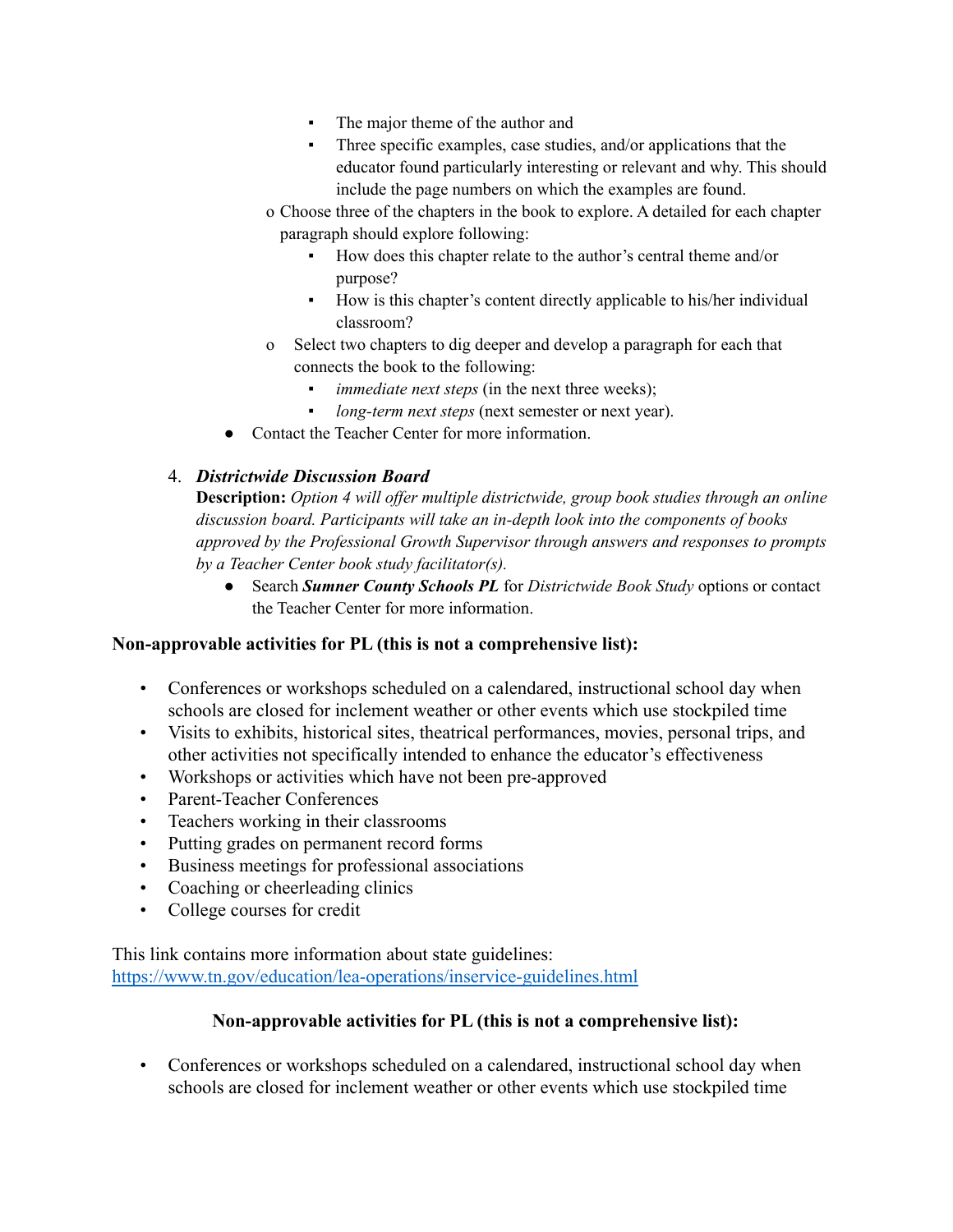- The major theme of the author and
        - Three specific examples, case studies, and/or applications that the educator found particularly interesting or relevant and why. This should include the page numbers on which the examples are found.
    - Choose three of the chapters in the book to explore. A detailed for each chapter paragraph should explore following:
        - How does this chapter relate to the author's central theme and/or purpose?
        - How is this chapter's content directly applicable to his/her individual classroom?
    - Select two chapters to dig deeper and develop a paragraph for each that connects the book to the following:
        - *immediate next steps* (in the next three weeks);
        - *long-term next steps* (next semester or next year).
- Contact the Teacher Center for more information.

4. ***Districtwide Discussion Board***
   **Description:** *Option 4 will offer multiple districtwide, group book studies through an online discussion board. Participants will take an in-depth look into the components of books approved by the Professional Growth Supervisor through answers and responses to prompts by a Teacher Center book study facilitator(s).*
    - Search ***Sumner County Schools PL*** for *Districtwide Book Study* options or contact the Teacher Center for more information.

**Non-approvable activities for PL (this is not a comprehensive list):**

- Conferences or workshops scheduled on a calendared, instructional school day when schools are closed for inclement weather or other events which use stockpiled time
- Visits to exhibits, historical sites, theatrical performances, movies, personal trips, and other activities not specifically intended to enhance the educator's effectiveness
- Workshops or activities which have not been pre-approved
- Parent-Teacher Conferences
- Teachers working in their classrooms
- Putting grades on permanent record forms
- Business meetings for professional associations
- Coaching or cheerleading clinics
- College courses for credit

This link contains more information about state guidelines:
https://www.tn.gov/education/lea-operations/inservice-guidelines.html

**Non-approvable activities for PL (this is not a comprehensive list):**

- Conferences or workshops scheduled on a calendared, instructional school day when schools are closed for inclement weather or other events which use stockpiled time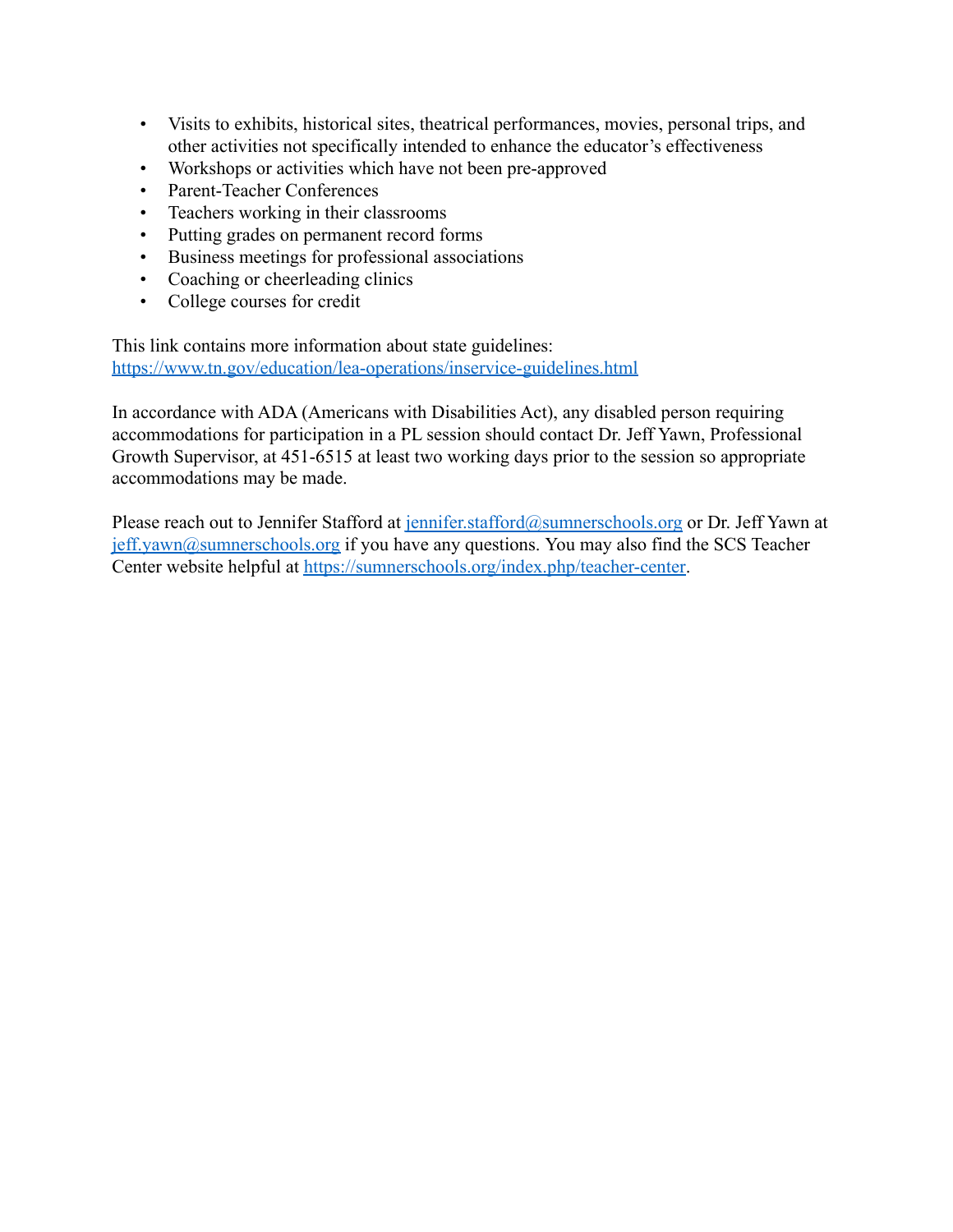- Visits to exhibits, historical sites, theatrical performances, movies, personal trips, and other activities not specifically intended to enhance the educator's effectiveness
- Workshops or activities which have not been pre-approved
- Parent-Teacher Conferences
- Teachers working in their classrooms
- Putting grades on permanent record forms
- Business meetings for professional associations
- Coaching or cheerleading clinics
- College courses for credit

This link contains more information about state guidelines:
https://www.tn.gov/education/lea-operations/inservice-guidelines.html

In accordance with ADA (Americans with Disabilities Act), any disabled person requiring accommodations for participation in a PL session should contact Dr. Jeff Yawn, Professional Growth Supervisor, at 451-6515 at least two working days prior to the session so appropriate accommodations may be made.

Please reach out to Jennifer Stafford at jennifer.stafford@sumnerschools.org or Dr. Jeff Yawn at jeff.yawn@sumnerschools.org if you have any questions. You may also find the SCS Teacher Center website helpful at https://sumnerschools.org/index.php/teacher-center.